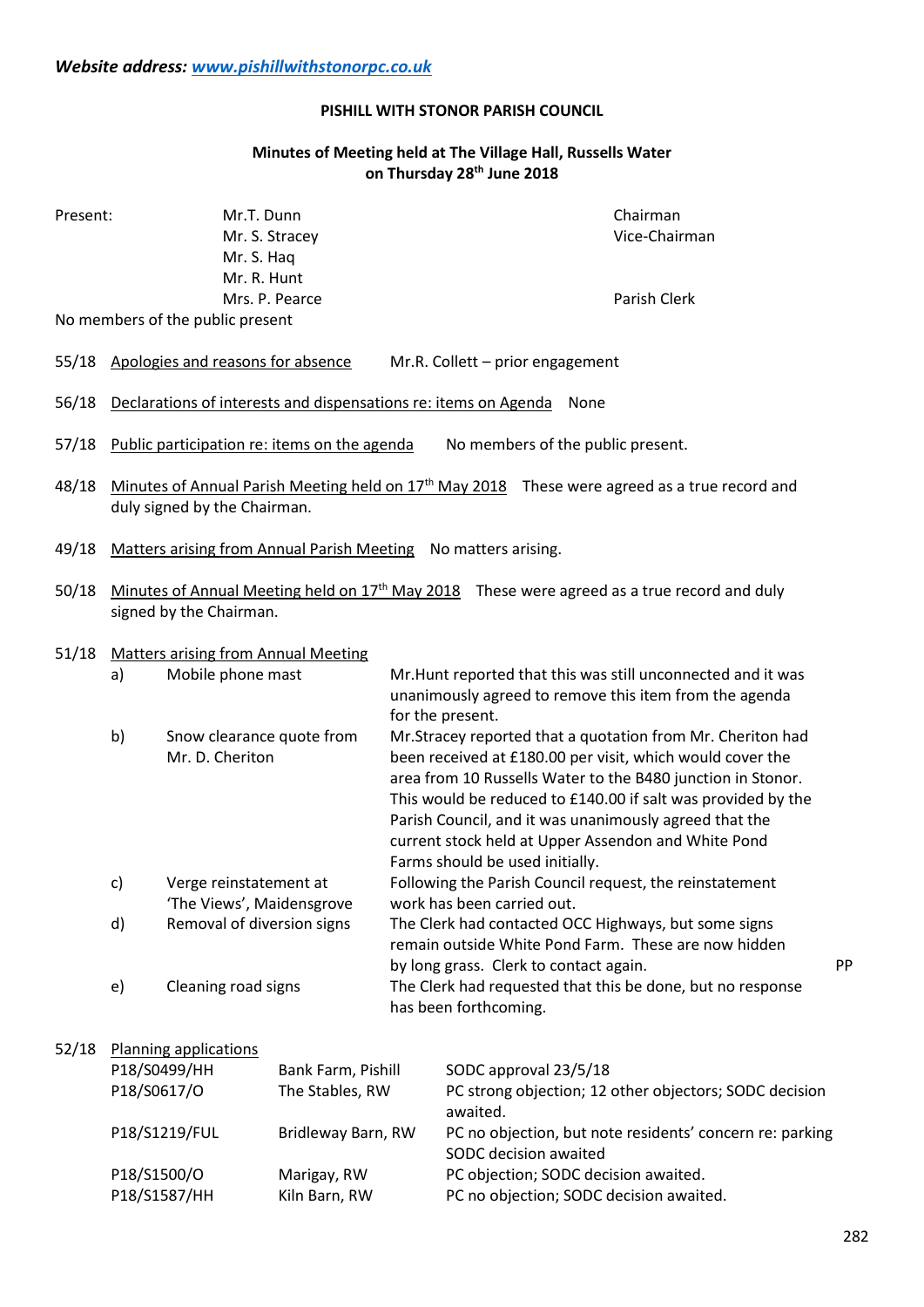*Website address: [www.pishillwithstonorpc.co.uk](www.pishillwithstonorpc.co.uk)*

**PISHILL WITH STONOR PARISH COUNCIL**

**Minutes of Meeting held at The Village Hall, Russells Water on Thursday 28th June 2018**

| Present: | Mr.T. Dunn | Chairman |
|---|---|---|
| | Mr. S. Stracey | Vice-Chairman |
| | Mr. S. Haq | |
| | Mr. R. Hunt | |
| | Mrs. P. Pearce | Parish Clerk |

No members of the public present

55/18 Apologies and reasons for absence Mr.R. Collett – prior engagement

56/18 Declarations of interests and dispensations re: items on Agenda None

57/18 Public participation re: items on the agenda No members of the public present.

48/18 Minutes of Annual Parish Meeting held on 17th May 2018 These were agreed as a true record and duly signed by the Chairman.

49/18 Matters arising from Annual Parish Meeting No matters arising.

50/18 Minutes of Annual Meeting held on 17th May 2018 These were agreed as a true record and duly signed by the Chairman.

51/18 Matters arising from Annual Meeting

| | Item | Details | Action |
|---|---|---|---|
| a) | Mobile phone mast | Mr.Hunt reported that this was still unconnected and it was unanimously agreed to remove this item from the agenda for the present. | |
| b) | Snow clearance quote from Mr. D. Cheriton | Mr.Stracey reported that a quotation from Mr. Cheriton had been received at £180.00 per visit, which would cover the area from 10 Russells Water to the B480 junction in Stonor. This would be reduced to £140.00 if salt was provided by the Parish Council, and it was unanimously agreed that the current stock held at Upper Assendon and White Pond Farms should be used initially. | |
| c) | Verge reinstatement at 'The Views', Maidensgrove | Following the Parish Council request, the reinstatement work has been carried out. | |
| d) | Removal of diversion signs | The Clerk had contacted OCC Highways, but some signs remain outside White Pond Farm. These are now hidden by long grass. Clerk to contact again. | PP |
| e) | Cleaning road signs | The Clerk had requested that this be done, but no response has been forthcoming. | |

52/18 Planning applications

| Reference | Location | Status |
|---|---|---|
| P18/S0499/HH | Bank Farm, Pishill | SODC approval 23/5/18 |
| P18/S0617/O | The Stables, RW | PC strong objection; 12 other objectors; SODC decision awaited. |
| P18/S1219/FUL | Bridleway Barn, RW | PC no objection, but note residents' concern re: parking SODC decision awaited |
| P18/S1500/O | Marigay, RW | PC objection; SODC decision awaited. |
| P18/S1587/HH | Kiln Barn, RW | PC no objection; SODC decision awaited. |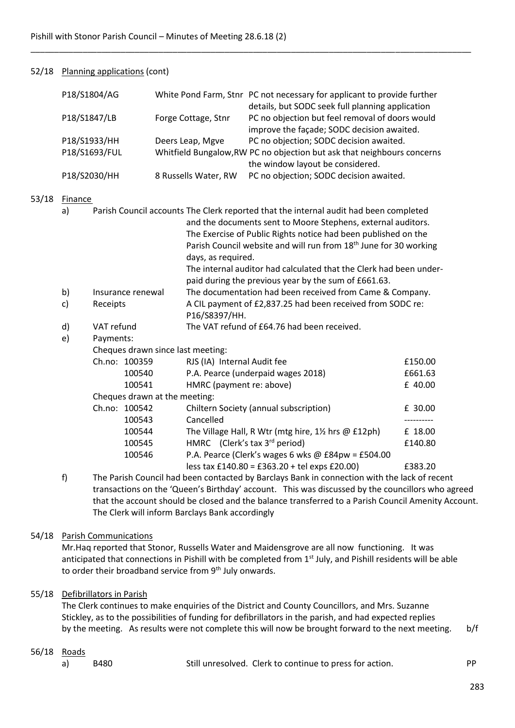## 52/18 Planning applications (cont)

| | | |
|---|---|---|
| P18/S1804/AG | White Pond Farm, Stnr | PC not necessary for applicant to provide further details, but SODC seek full planning application |
| P18/S1847/LB | Forge Cottage, Stnr | PC no objection but feel removal of doors would improve the façade; SODC decision awaited. |
| P18/S1933/HH | Deers Leap, Mgve | PC no objection; SODC decision awaited. |
| P18/S1693/FUL | Whitfield Bungalow,RW | PC no objection but ask that neighbours concerns the window layout be considered. |
| P18/S2030/HH | 8 Russells Water, RW | PC no objection; SODC decision awaited. |

## 53/18 Finance

a) Parish Council accounts The Clerk reported that the internal audit had been completed and the documents sent to Moore Stephens, external auditors. The Exercise of Public Rights notice had been published on the Parish Council website and will run from 18th June for 30 working days, as required.
The internal auditor had calculated that the Clerk had been under-paid during the previous year by the sum of £661.63.

b) Insurance renewal — The documentation had been received from Came & Company.

c) Receipts — A CIL payment of £2,837.25 had been received from SODC re: P16/S8397/HH.

d) VAT refund — The VAT refund of £64.76 had been received.

e) Payments:

Cheques drawn since last meeting:

| Ch.no: | | |
|---|---|---|
| 100359 | RJS (IA) Internal Audit fee | £150.00 |
| 100540 | P.A. Pearce (underpaid wages 2018) | £661.63 |
| 100541 | HMRC (payment re: above) | £ 40.00 |

Cheques drawn at the meeting:

| Ch.no: | | |
|---|---|---|
| 100542 | Chiltern Society (annual subscription) | £ 30.00 |
| 100543 | Cancelled | ---------- |
| 100544 | The Village Hall, R Wtr (mtg hire, 1½ hrs @ £12ph) | £ 18.00 |
| 100545 | HMRC (Clerk's tax 3rd period) | £140.80 |
| 100546 | P.A. Pearce (Clerk's wages 6 wks @ £84pw = £504.00 less tax £140.80 = £363.20 + tel exps £20.00) | £383.20 |

f) The Parish Council had been contacted by Barclays Bank in connection with the lack of recent transactions on the 'Queen's Birthday' account. This was discussed by the councillors who agreed that the account should be closed and the balance transferred to a Parish Council Amenity Account. The Clerk will inform Barclays Bank accordingly

## 54/18 Parish Communications

Mr.Haq reported that Stonor, Russells Water and Maidensgrove are all now functioning. It was anticipated that connections in Pishill with be completed from 1st July, and Pishill residents will be able to order their broadband service from 9th July onwards.

## 55/18 Defibrillators in Parish

The Clerk continues to make enquiries of the District and County Councillors, and Mrs. Suzanne Stickley, as to the possibilities of funding for defibrillators in the parish, and had expected replies by the meeting. As results were not complete this will now be brought forward to the next meeting. b/f

## 56/18 Roads

a) B480 — Still unresolved. Clerk to continue to press for action. PP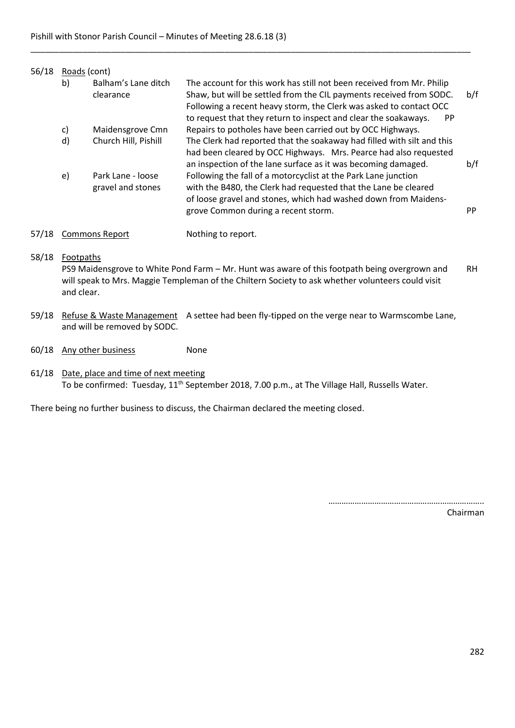56/18 Roads (cont)

| | | | |
|---|---|---|---|
| b) | Balham's Lane ditch clearance | The account for this work has still not been received from Mr. Philip Shaw, but will be settled from the CIL payments received from SODC. Following a recent heavy storm, the Clerk was asked to contact OCC to request that they return to inspect and clear the soakaways. PP | b/f |
| c) | Maidensgrove Cmn | Repairs to potholes have been carried out by OCC Highways. | |
| d) | Church Hill, Pishill | The Clerk had reported that the soakaway had filled with silt and this had been cleared by OCC Highways. Mrs. Pearce had also requested an inspection of the lane surface as it was becoming damaged. | b/f |
| e) | Park Lane - loose gravel and stones | Following the fall of a motorcyclist at the Park Lane junction with the B480, the Clerk had requested that the Lane be cleared of loose gravel and stones, which had washed down from Maidensgrove Common during a recent storm. | PP |

57/18 Commons Report — Nothing to report.

58/18 Footpaths

PS9 Maidensgrove to White Pond Farm – Mr. Hunt was aware of this footpath being overgrown and will speak to Mrs. Maggie Templeman of the Chiltern Society to ask whether volunteers could visit and clear. RH

59/18 Refuse & Waste Management — A settee had been fly-tipped on the verge near to Warmscombe Lane, and will be removed by SODC.

60/18 Any other business — None

61/18 Date, place and time of next meeting

To be confirmed: Tuesday, 11th September 2018, 7.00 p.m., at The Village Hall, Russells Water.

There being no further business to discuss, the Chairman declared the meeting closed.

…………………………………………………………..

Chairman